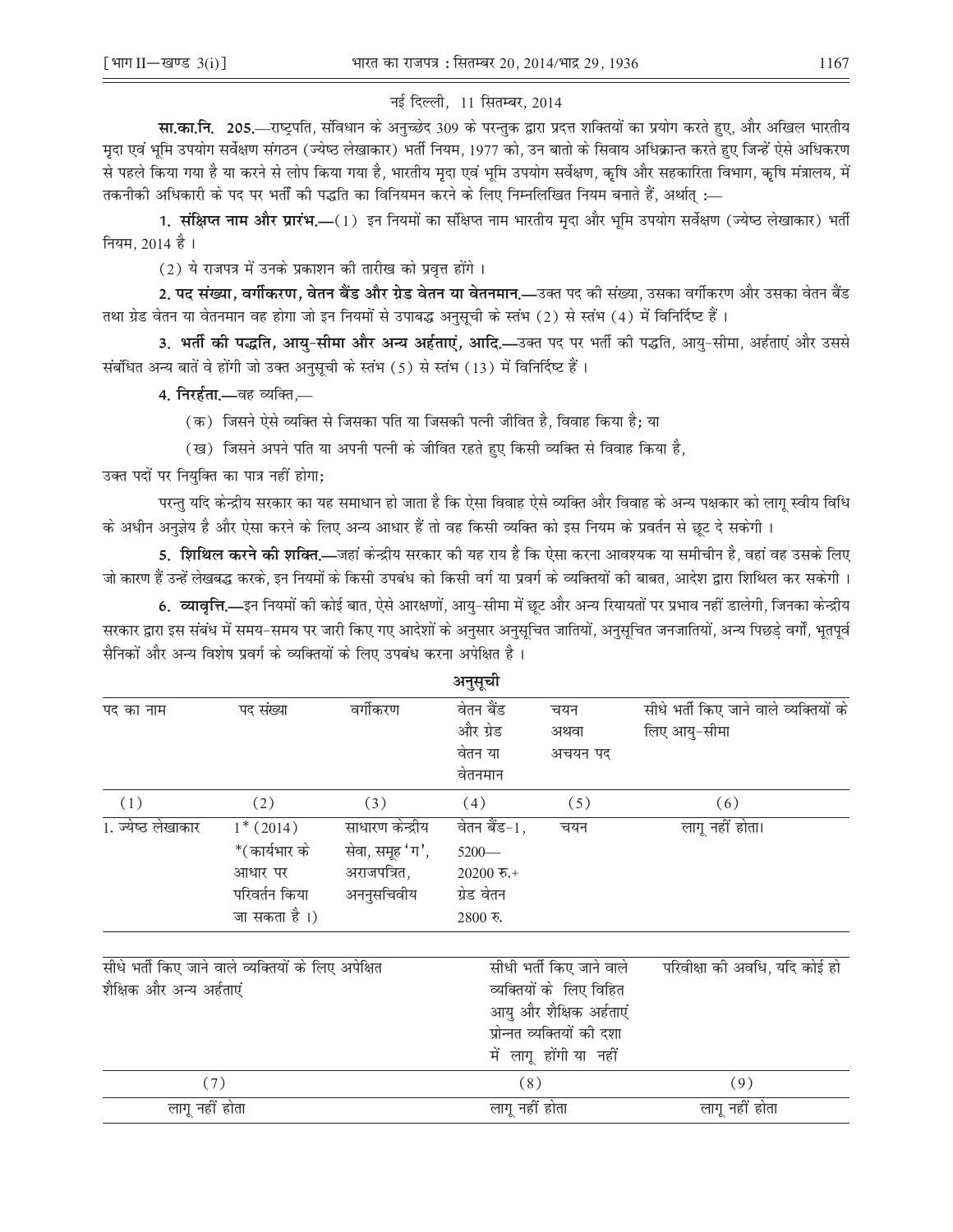नई दिल्ली, 11 सितम्बर, 2014

**सा.का.नि. 205.**—राष्ट्रपति, संविधान के अनुच्छेद 309 के परन्तुक द्वारा प्रदत्त शक्तियों का प्रयोग करते हुए, और अखिल भारतीय मृदा एवं भूमि उपयोग सर्वेक्षण संगठन (ज्येष्ठ लेखाकार) भर्ती नियम, 1977 को, उन बातो के सिवाय अधिक्रान्त करते हुए जिन्हें ऐसे अधिकरण से पहले किया गया है या करने से लोप किया गया है, भारतीय मृदा एवं भूमि उपयोग सर्वेक्षण, कृषि और सहकारिता विभाग, कृषि मंत्रालय, में तकनीकी अधिकारी के पद पर भर्ती की पद्धति का विनियमन करने के लिए निम्नलिखित नियम बनाते हैं, अर्थात् :—

**1. संक्षिप्त नाम और प्रारंभ.**—(1) इन नियमों का संक्षिप्त नाम भारतीय मृदा और भूमि उपयोग सर्वेक्षण (ज्येष्ठ लेखाकार) भर्ती नियम, 2014 है ।

(2) ये राजपत्र में उनके प्रकाशन की तारीख को प्रवृत्त होंगे ।

**2. पद संख्या, वर्गीकरण, वेतन बैंड और ग्रेड वेतन या वेतनमान.**—उक्त पद की संख्या, उसका वर्गीकरण और उसका वेतन बैंड तथा ग्रेड वेतन या वेतनमान वह होगा जो इन नियमों से उपाबद्ध अनुसूची के स्तंभ (2) से स्तंभ (4) में विनिर्दिष्ट हैं ।

**3. भर्ती की पद्धति, आयु-सीमा और अन्य अर्हताएं, आदि.**—उक्त पद पर भर्ती की पद्धति, आयु-सीमा, अर्हताएं और उससे संबंधित अन्य बातें वे होंगी जो उक्त अनुसूची के स्तंभ (5) से स्तंभ (13) में विनिर्दिष्ट हैं ।

**4. निरर्हता.**—वह व्यक्ति,—

(क) जिसने ऐसे व्यक्ति से जिसका पति या जिसकी पत्नी जीवित है, विवाह किया है; या

(ख) जिसने अपने पति या अपनी पत्नी के जीवित रहते हुए किसी व्यक्ति से विवाह किया है,

उक्त पदों पर नियुक्ति का पात्र नहीं होगा;

परन्तु यदि केन्द्रीय सरकार का यह समाधान हो जाता है कि ऐसा विवाह ऐसे व्यक्ति और विवाह के अन्य पक्षकार को लागू स्वीय विधि के अधीन अनुज्ञेय है और ऐसा करने के लिए अन्य आधार हैं तो वह किसी व्यक्ति को इस नियम के प्रवर्तन से छूट दे सकेगी ।

**5. शिथिल करने की शक्ति.**—जहां केन्द्रीय सरकार की यह राय है कि ऐसा करना आवश्यक या समीचीन है, वहां वह उसके लिए जो कारण हैं उन्हें लेखबद्ध करके, इन नियमों के किसी उपबंध को किसी वर्ग या प्रवर्ग के व्यक्तियों की बाबत, आदेश द्वारा शिथिल कर सकेगी ।

**6. व्यावृत्ति.**—इन नियमों की कोई बात, ऐसे आरक्षणों, आयु-सीमा में छूट और अन्य रियायतों पर प्रभाव नहीं डालेगी, जिनका केन्द्रीय सरकार द्वारा इस संबंध में समय-समय पर जारी किए गए आदेशों के अनुसार अनुसूचित जातियों, अनुसूचित जनजातियों, अन्य पिछड़े वर्गों, भूतपूर्व सैनिकों और अन्य विशेष प्रवर्ग के व्यक्तियों के लिए उपबंध करना अपेक्षित है ।

**अनुसूची**

| पद का नाम | पद संख्या | वर्गीकरण | वेतन बैंड और ग्रेड वेतन या वेतनमान | चयन अथवा अचयन पद | सीधे भर्ती किए जाने वाले व्यक्तियों के लिए आयु-सीमा |
|---|---|---|---|---|---|
| (1) | (2) | (3) | (4) | (5) | (6) |
| 1. ज्येष्ठ लेखाकार | 1* (2014) *(कार्यभार के आधार पर परिवर्तन किया जा सकता है ।) | साधारण केन्द्रीय सेवा, समूह 'ग', अराजपत्रित, अननुसचिवीय | वेतन बैंड-1, 5200—20200 रु.+ ग्रेड वेतन 2800 रु. | चयन | लागू नहीं होता। |

| सीधे भर्ती किए जाने वाले व्यक्तियों के लिए अपेक्षित शैक्षिक और अन्य अर्हताएं | सीधी भर्ती किए जाने वाले व्यक्तियों के लिए विहित आयु और शैक्षिक अर्हताएं प्रोन्नत व्यक्तियों की दशा में लागू होंगी या नहीं | परिवीक्षा की अवधि, यदि कोई हो |
|---|---|---|
| (7) | (8) | (9) |
| लागू नहीं होता | लागू नहीं होता | लागू नहीं होता |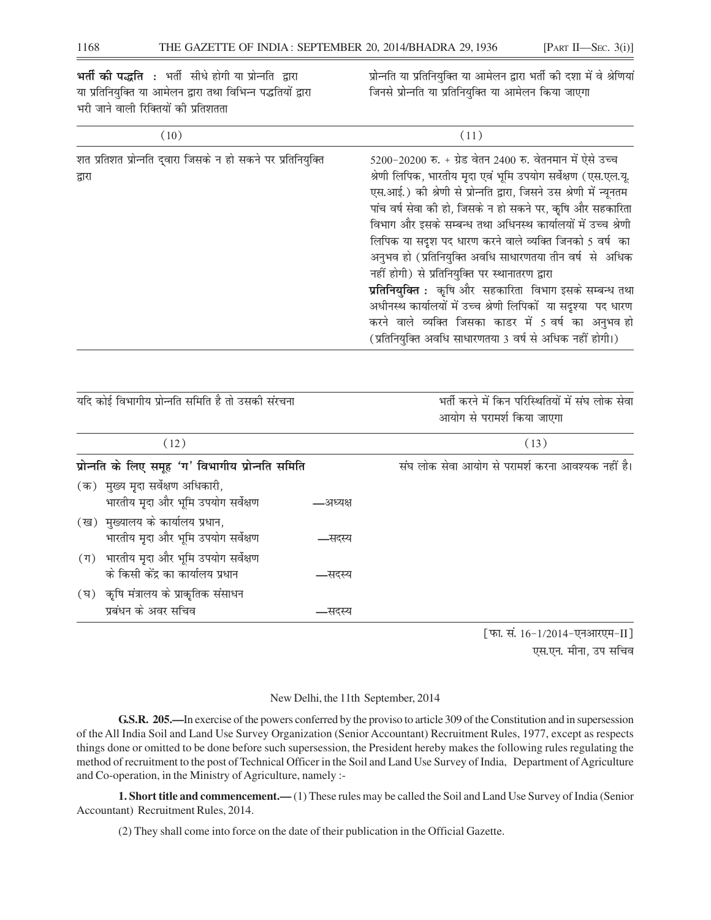| भर्ती की पद्धति : भर्ती सीधे होगी या प्रोन्नति द्वारा या प्रतिनियुक्ति या आमेलन द्वारा तथा विभिन्न पद्धतियों द्वारा भरी जाने वाली रिक्तियों की प्रतिशतता | प्रोन्नति या प्रतिनियुक्ति या आमेलन द्वारा भर्ती की दशा में वे श्रेणियां जिनसे प्रोन्नति या प्रतिनियुक्ति या आमेलन किया जाएगा |
|---|---|
| (10) | (11) |
| शत प्रतिशत प्रोन्नति द्वारा जिसके न हो सकने पर प्रतिनियुक्ति द्वारा | 5200-20200 रु. + ग्रेड वेतन 2400 रु. वेतनमान में ऐसे उच्च श्रेणी लिपिक, भारतीय मृदा एवं भूमि उपयोग सर्वेक्षण (एस.एल.यू. एस.आई.) की श्रेणी से प्रोन्नति द्वारा, जिसने उस श्रेणी में न्यूनतम पांच वर्ष सेवा की हो, जिसके न हो सकने पर, कृषि और सहकारिता विभाग और इसके सम्बन्ध तथा अधिनस्थ कार्यालयों में उच्च श्रेणी लिपिक या सदृश पद धारण करने वाले व्यक्ति जिनको 5 वर्ष का अनुभव हो (प्रतिनियुक्ति अवधि साधारणतया तीन वर्ष से अधिक नहीं होगी) से प्रतिनियुक्ति पर स्थानातरण द्वारा<br>**प्रतिनियुक्ति :** कृषि और सहकारिता विभाग इसके सम्बन्ध तथा अधीनस्थ कार्यालयों में उच्च श्रेणी लिपिकों या सदृश्या पद धारण करने वाले व्यक्ति जिसका काडर में 5 वर्ष का अनुभव हो (प्रतिनियुक्ति अवधि साधारणतया 3 वर्ष से अधिक नहीं होगी।) |

| यदि कोई विभागीय प्रोन्नति समिति है तो उसकी संरचना | भर्ती करने में किन परिस्थितियों में संघ लोक सेवा आयोग से परामर्श किया जाएगा |
|---|---|
| (12) | (13) |
| **प्रोन्नति के लिए समूह 'ग' विभागीय प्रोन्नति समिति**<br>(क) मुख्य मृदा सर्वेक्षण अधिकारी, भारतीय मृदा और भूमि उपयोग सर्वेक्षण —अध्यक्ष<br>(ख) मुख्यालय के कार्यालय प्रधान, भारतीय मृदा और भूमि उपयोग सर्वेक्षण —सदस्य<br>(ग) भारतीय मृदा और भूमि उपयोग सर्वेक्षण के किसी केंद्र का कार्यालय प्रधान —सदस्य<br>(घ) कृषि मंत्रालय के प्राकृतिक संसाधन प्रबंधन के अवर सचिव —सदस्य | संघ लोक सेवा आयोग से परामर्श करना आवश्यक नहीं है। |

[फा. सं. 16-1/2014-एनआरएम-II]

एस.एन. मीना, उप सचिव

New Delhi, the 11th September, 2014

**G.S.R. 205.—**In exercise of the powers conferred by the proviso to article 309 of the Constitution and in supersession of the All India Soil and Land Use Survey Organization (Senior Accountant) Recruitment Rules, 1977, except as respects things done or omitted to be done before such supersession, the President hereby makes the following rules regulating the method of recruitment to the post of Technical Officer in the Soil and Land Use Survey of India, Department of Agriculture and Co-operation, in the Ministry of Agriculture, namely :-

**1. Short title and commencement.—** (1) These rules may be called the Soil and Land Use Survey of India (Senior Accountant) Recruitment Rules, 2014.

(2) They shall come into force on the date of their publication in the Official Gazette.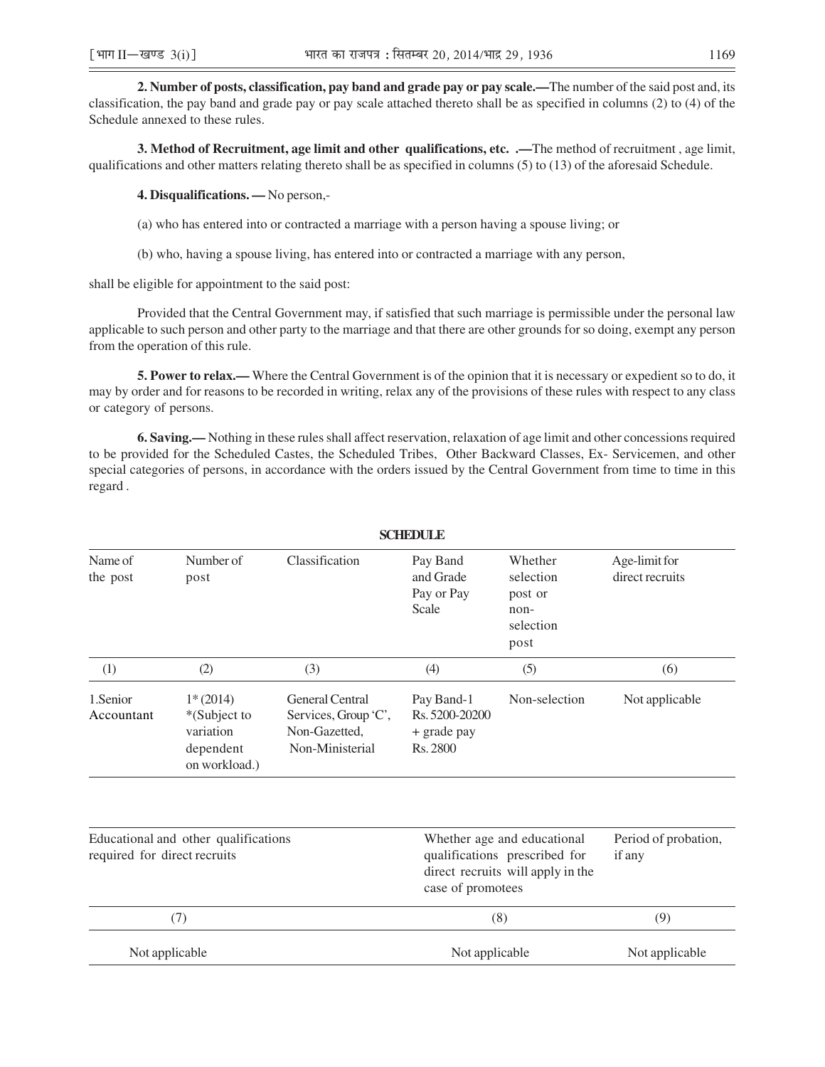**2. Number of posts, classification, pay band and grade pay or pay scale.—**The number of the said post and, its classification, the pay band and grade pay or pay scale attached thereto shall be as specified in columns (2) to (4) of the Schedule annexed to these rules.

**3. Method of Recruitment, age limit and other qualifications, etc. .—**The method of recruitment , age limit, qualifications and other matters relating thereto shall be as specified in columns (5) to (13) of the aforesaid Schedule.

**4. Disqualifications. —** No person,-

(a) who has entered into or contracted a marriage with a person having a spouse living; or

(b) who, having a spouse living, has entered into or contracted a marriage with any person,

shall be eligible for appointment to the said post:

Provided that the Central Government may, if satisfied that such marriage is permissible under the personal law applicable to such person and other party to the marriage and that there are other grounds for so doing, exempt any person from the operation of this rule.

**5. Power to relax.—** Where the Central Government is of the opinion that it is necessary or expedient so to do, it may by order and for reasons to be recorded in writing, relax any of the provisions of these rules with respect to any class or category of persons.

**6. Saving.—** Nothing in these rules shall affect reservation, relaxation of age limit and other concessions required to be provided for the Scheduled Castes, the Scheduled Tribes, Other Backward Classes, Ex- Servicemen, and other special categories of persons, in accordance with the orders issued by the Central Government from time to time in this regard .

**SCHEDULE**

| Name of the post | Number of post | Classification | Pay Band and Grade Pay or Pay Scale | Whether selection post or non-selection post | Age-limit for direct recruits |
|---|---|---|---|---|---|
| (1) | (2) | (3) | (4) | (5) | (6) |
| 1.Senior Accountant | 1* (2014) *(Subject to variation dependent on workload.) | General Central Services, Group 'C', Non-Gazetted, Non-Ministerial | Pay Band-1 Rs. 5200-20200 + grade pay Rs. 2800 | Non-selection | Not applicable |

| Educational and other qualifications required for direct recruits | Whether age and educational qualifications prescribed for direct recruits will apply in the case of promotees | Period of probation, if any |
|---|---|---|
| (7) | (8) | (9) |
| Not applicable | Not applicable | Not applicable |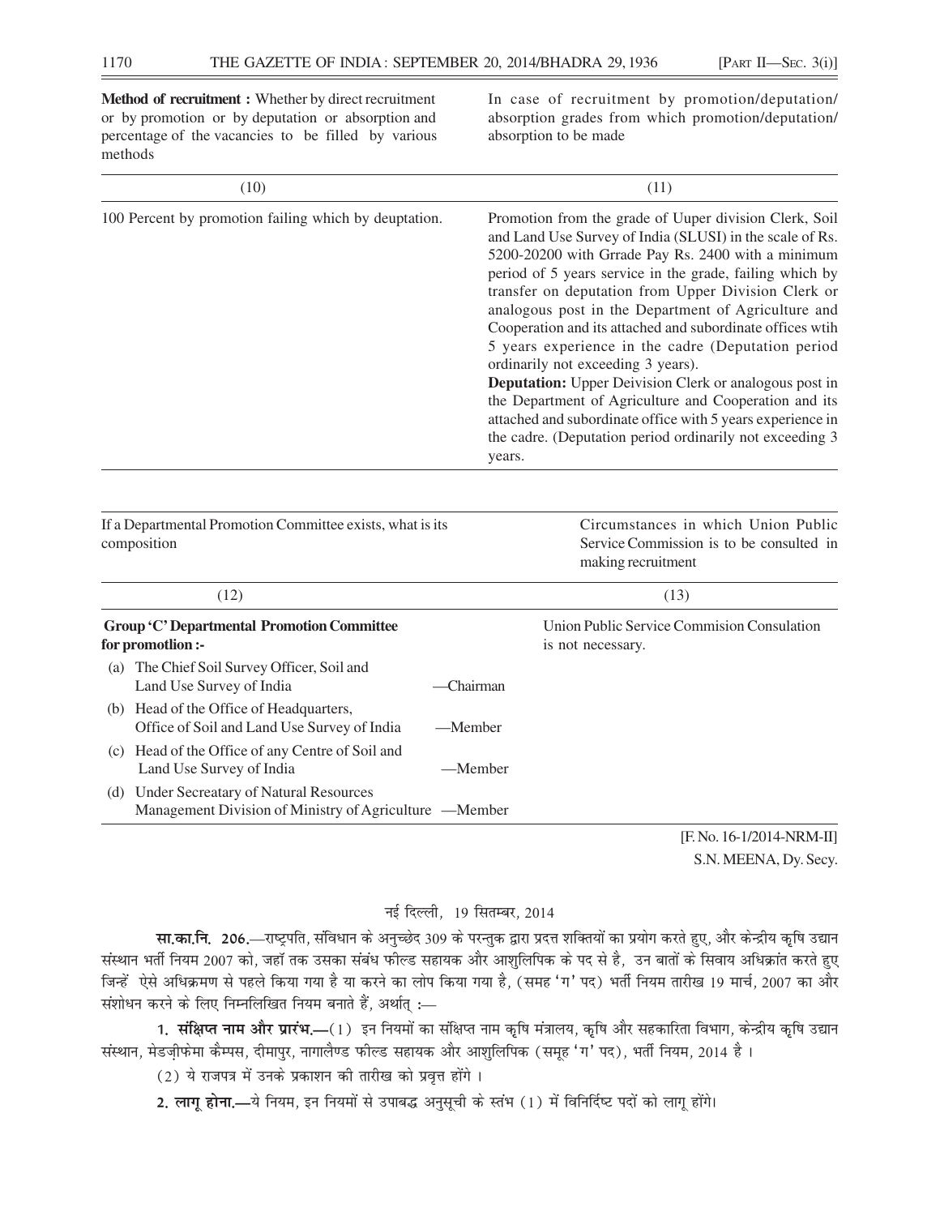| Method of recruitment : Whether by direct recruitment or by promotion or by deputation or absorption and percentage of the vacancies to be filled by various methods | In case of recruitment by promotion/deputation/ absorption grades from which promotion/deputation/ absorption to be made |
|---|---|
| (10) | (11) |
| 100 Percent by promotion failing which by deuptation. | Promotion from the grade of Uuper division Clerk, Soil and Land Use Survey of India (SLUSI) in the scale of Rs. 5200-20200 with Grrade Pay Rs. 2400 with a minimum period of 5 years service in the grade, failing which by transfer on deputation from Upper Division Clerk or analogous post in the Department of Agriculture and Cooperation and its attached and subordinate offices wtih 5 years experience in the cadre (Deputation period ordinarily not exceeding 3 years).<br>**Deputation:** Upper Deivision Clerk or analogous post in the Department of Agriculture and Cooperation and its attached and subordinate office with 5 years experience in the cadre. (Deputation period ordinarily not exceeding 3 years. |

| If a Departmental Promotion Committee exists, what is its composition | Circumstances in which Union Public Service Commission is to be consulted in making recruitment |
|---|---|
| (12) | (13) |
| **Group 'C' Departmental Promotion Committee for promotlion :-**<br>(a) The Chief Soil Survey Officer, Soil and Land Use Survey of India —Chairman<br>(b) Head of the Office of Headquarters, Office of Soil and Land Use Survey of India —Member<br>(c) Head of the Office of any Centre of Soil and Land Use Survey of India —Member<br>(d) Under Secreatary of Natural Resources Management Division of Ministry of Agriculture —Member | Union Public Service Commision Consulation is not necessary. |

[F. No. 16-1/2014-NRM-II]

S.N. MEENA, Dy. Secy.

नई दिल्ली, 19 सितम्बर, 2014

**सा.का.नि. 206.**—राष्ट्रपति, संविधान के अनुच्छेद 309 के परन्तुक द्वारा प्रदत्त शक्तियों का प्रयोग करते हुए, और केन्द्रीय कृषि उद्यान संस्थान भर्ती नियम 2007 को, जहाँ तक उसका संबंध फील्ड सहायक और आशुलिपिक के पद से है, उन बातों के सिवाय अधिक्रांत करते हुए जिन्हें ऐसे अधिक्रमण से पहले किया गया है या करने का लोप किया गया है, (समह 'ग' पद) भर्ती नियम तारीख 19 मार्च, 2007 का और संशोधन करने के लिए निम्नलिखित नियम बनाते हैं, अर्थात् :—

**1. संक्षिप्त नाम और प्रारंभ.—**(1) इन नियमों का संक्षिप्त नाम कृषि मंत्रालय, कृषि और सहकारिता विभाग, केन्द्रीय कृषि उद्यान संस्थान, मेडज़ीफेमा कैम्प्स, दीमापुर, नागालैण्ड फील्ड सहायक और आशुलिपिक (समूह 'ग' पद), भर्ती नियम, 2014 है ।

(2) ये राजपत्र में उनके प्रकाशन की तारीख को प्रवृत्त होंगे ।

**2. लागू होना.—**ये नियम, इन नियमों से उपाबद्ध अनुसूची के स्तंभ (1) में विनिर्दिष्ट पदों को लागू होंगे।